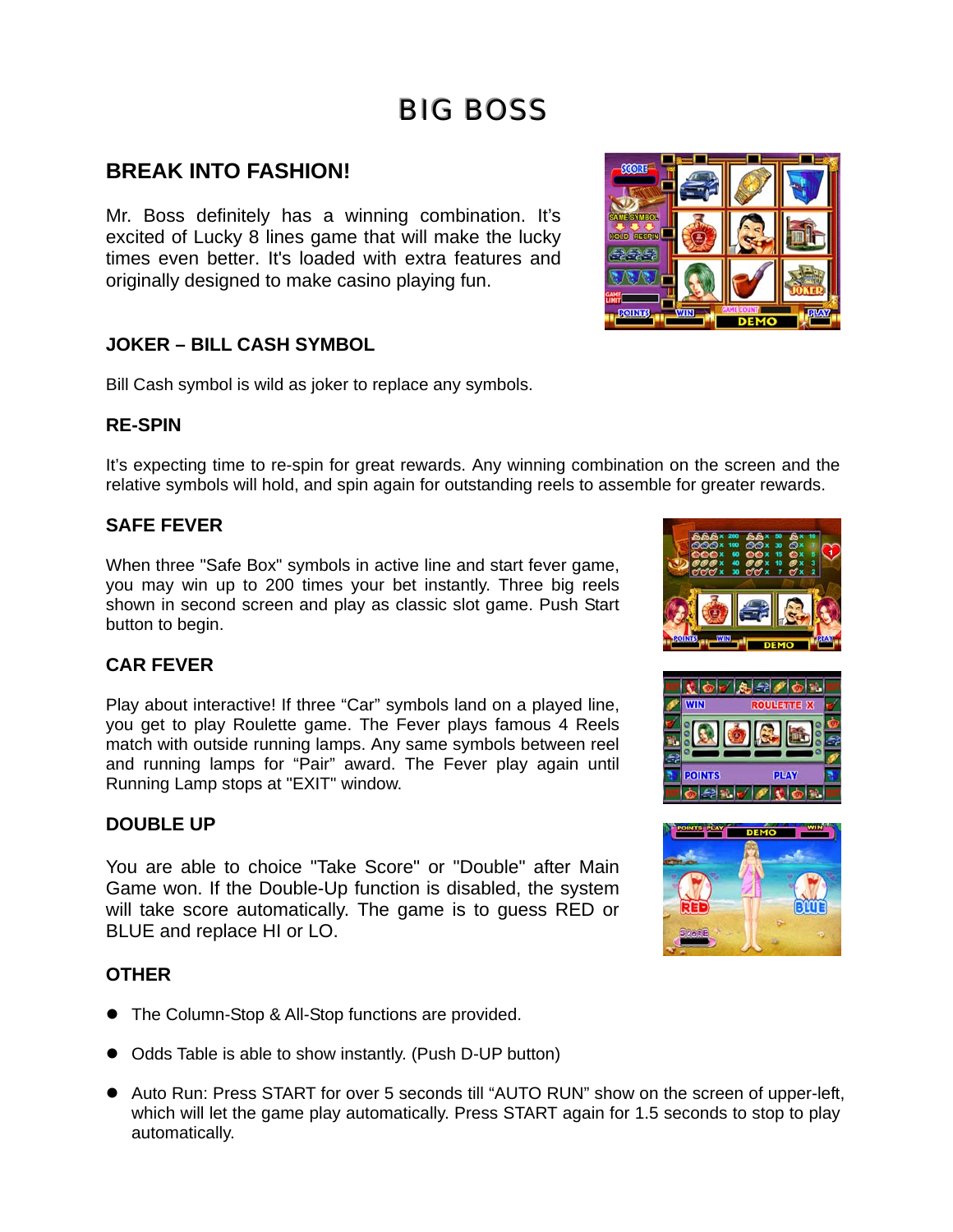# BIG BOSS

## BREAK INTO FASHION!

Mr. Boss definitely has a winning combination. It's excited of Lucky 8 lines game that will make the lucky times even better. It's loaded with extra features and originally designed to make casino playing fun.

### JOKER – BILL CASH SYMBOL

Bill Cash symbol is wild as joker to replace any symbols.

### RE-SPIN

It's expecting time to re-spin for great rewards. Any winning combination on the screen and the relative symbols will hold, and spin again for outstanding reels to assemble for greater rewards.

### SAFE FEVER

When three "Safe Box" symbols in active line and start fever game, you may win up to 200 times your bet instantly. Three big reels shown in second screen and play as classic slot game. Push Start button to begin.

### CAR FEVER

Play about interactive! If three "Car" symbols land on a played line, you get to play Roulette game. The Fever plays famous 4 Reels match with outside running lamps. Any same symbols between reel and running lamps for "Pair" award. The Fever play again until Running Lamp stops at "EXIT" window.

### DOUBLE UP

You are able to choice "Take Score" or "Double" after Main Game won. If the Double-Up function is disabled, the system will take score automatically. The game is to guess RED or BLUE and replace HI or LO.

### OTHER

- The Column-Stop & All-Stop functions are provided.
- Odds Table is able to show instantly. (Push D-UP button)
- Auto Run: Press START for over 5 seconds till "AUTO RUN" show on the screen of upper-left, which will let the game play automatically. Press START again for 1.5 seconds to stop to play automatically.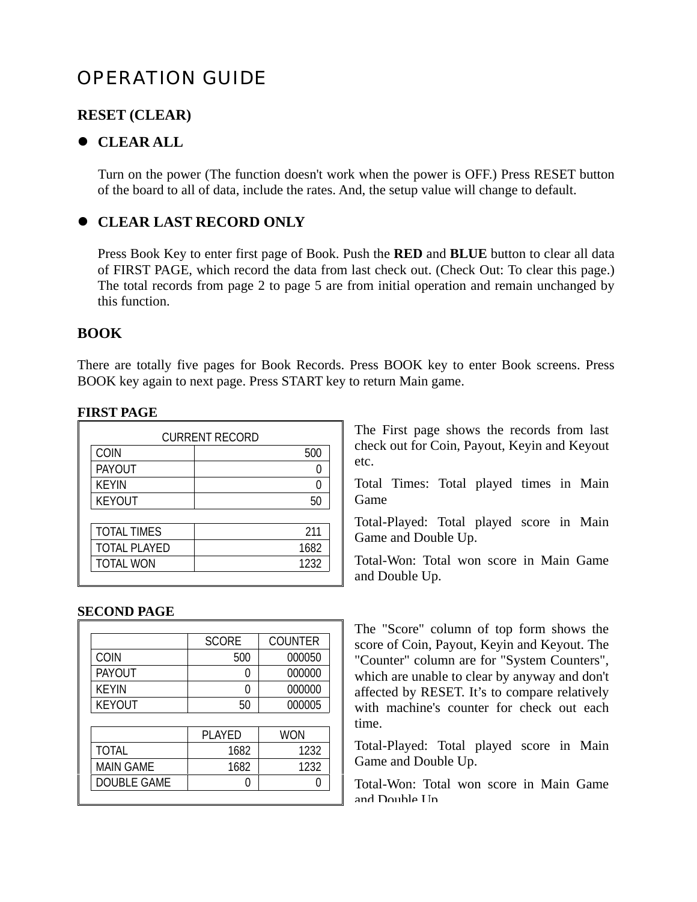# OPERATION GUIDE

## RESET (CLEAR)

- **CLEAR ALL**

  Turn on the power (The function doesn't work when the power is OFF.) Press RESET button of the board to all of data, include the rates. And, the setup value will change to default.

- **CLEAR LAST RECORD ONLY**

  Press Book Key to enter first page of Book. Push the **RED** and **BLUE** button to clear all data of FIRST PAGE, which record the data from last check out. (Check Out: To clear this page.) The total records from page 2 to page 5 are from initial operation and remain unchanged by this function.

## BOOK

There are totally five pages for Book Records. Press BOOK key to enter Book screens. Press BOOK key again to next page. Press START key to return Main game.

### FIRST PAGE

CURRENT RECORD

| | |
|---|---|
| COIN | 500 |
| PAYOUT | 0 |
| KEYIN | 0 |
| KEYOUT | 50 |

| | |
|---|---|
| TOTAL TIMES | 211 |
| TOTAL PLAYED | 1682 |
| TOTAL WON | 1232 |

The First page shows the records from last check out for Coin, Payout, Keyin and Keyout etc.

Total Times: Total played times in Main Game

Total-Played: Total played score in Main Game and Double Up.

Total-Won: Total won score in Main Game and Double Up.

### SECOND PAGE

| | SCORE | COUNTER |
|---|---|---|
| COIN | 500 | 000050 |
| PAYOUT | 0 | 000000 |
| KEYIN | 0 | 000000 |
| KEYOUT | 50 | 000005 |

| | PLAYED | WON |
|---|---|---|
| TOTAL | 1682 | 1232 |
| MAIN GAME | 1682 | 1232 |
| DOUBLE GAME | 0 | 0 |

The "Score" column of top form shows the score of Coin, Payout, Keyin and Keyout. The "Counter" column are for "System Counters", which are unable to clear by anyway and don't affected by RESET. It’s to compare relatively with machine's counter for check out each time.

Total-Played: Total played score in Main Game and Double Up.

Total-Won: Total won score in Main Game and Double Up.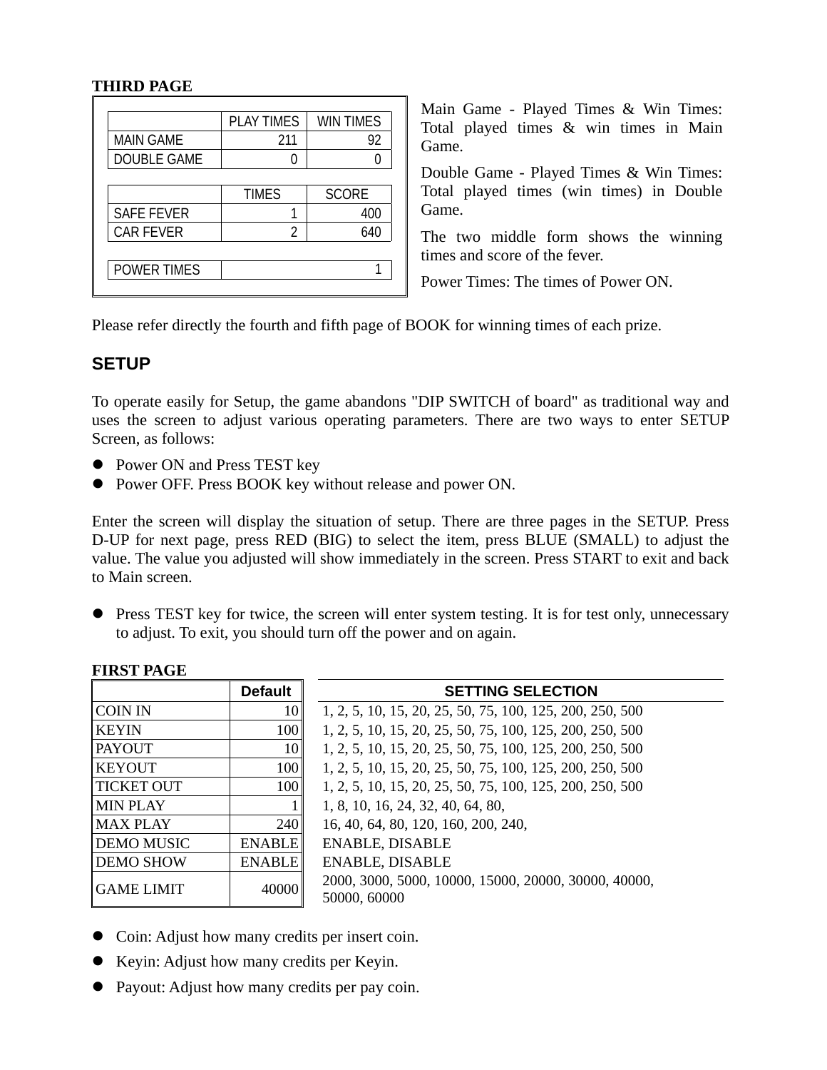**THIRD PAGE**

| | PLAY TIMES | WIN TIMES |
|---|---|---|
| MAIN GAME | 211 | 92 |
| DOUBLE GAME | 0 | 0 |

| | TIMES | SCORE |
|---|---|---|
| SAFE FEVER | 1 | 400 |
| CAR FEVER | 2 | 640 |

| POWER TIMES | 1 |
|---|---|

Main Game - Played Times & Win Times: Total played times & win times in Main Game.

Double Game - Played Times & Win Times: Total played times (win times) in Double Game.

The two middle form shows the winning times and score of the fever.

Power Times: The times of Power ON.

Please refer directly the fourth and fifth page of BOOK for winning times of each prize.

## SETUP

To operate easily for Setup, the game abandons "DIP SWITCH of board" as traditional way and uses the screen to adjust various operating parameters. There are two ways to enter SETUP Screen, as follows:

- Power ON and Press TEST key
- Power OFF. Press BOOK key without release and power ON.

Enter the screen will display the situation of setup. There are three pages in the SETUP. Press D-UP for next page, press RED (BIG) to select the item, press BLUE (SMALL) to adjust the value. The value you adjusted will show immediately in the screen. Press START to exit and back to Main screen.

- Press TEST key for twice, the screen will enter system testing. It is for test only, unnecessary to adjust. To exit, you should turn off the power and on again.

**FIRST PAGE**

| | Default | SETTING SELECTION |
|---|---|---|
| COIN IN | 10 | 1, 2, 5, 10, 15, 20, 25, 50, 75, 100, 125, 200, 250, 500 |
| KEYIN | 100 | 1, 2, 5, 10, 15, 20, 25, 50, 75, 100, 125, 200, 250, 500 |
| PAYOUT | 10 | 1, 2, 5, 10, 15, 20, 25, 50, 75, 100, 125, 200, 250, 500 |
| KEYOUT | 100 | 1, 2, 5, 10, 15, 20, 25, 50, 75, 100, 125, 200, 250, 500 |
| TICKET OUT | 100 | 1, 2, 5, 10, 15, 20, 25, 50, 75, 100, 125, 200, 250, 500 |
| MIN PLAY | 1 | 1, 8, 10, 16, 24, 32, 40, 64, 80, |
| MAX PLAY | 240 | 16, 40, 64, 80, 120, 160, 200, 240, |
| DEMO MUSIC | ENABLE | ENABLE, DISABLE |
| DEMO SHOW | ENABLE | ENABLE, DISABLE |
| GAME LIMIT | 40000 | 2000, 3000, 5000, 10000, 15000, 20000, 30000, 40000, 50000, 60000 |

- Coin: Adjust how many credits per insert coin.
- Keyin: Adjust how many credits per Keyin.
- Payout: Adjust how many credits per pay coin.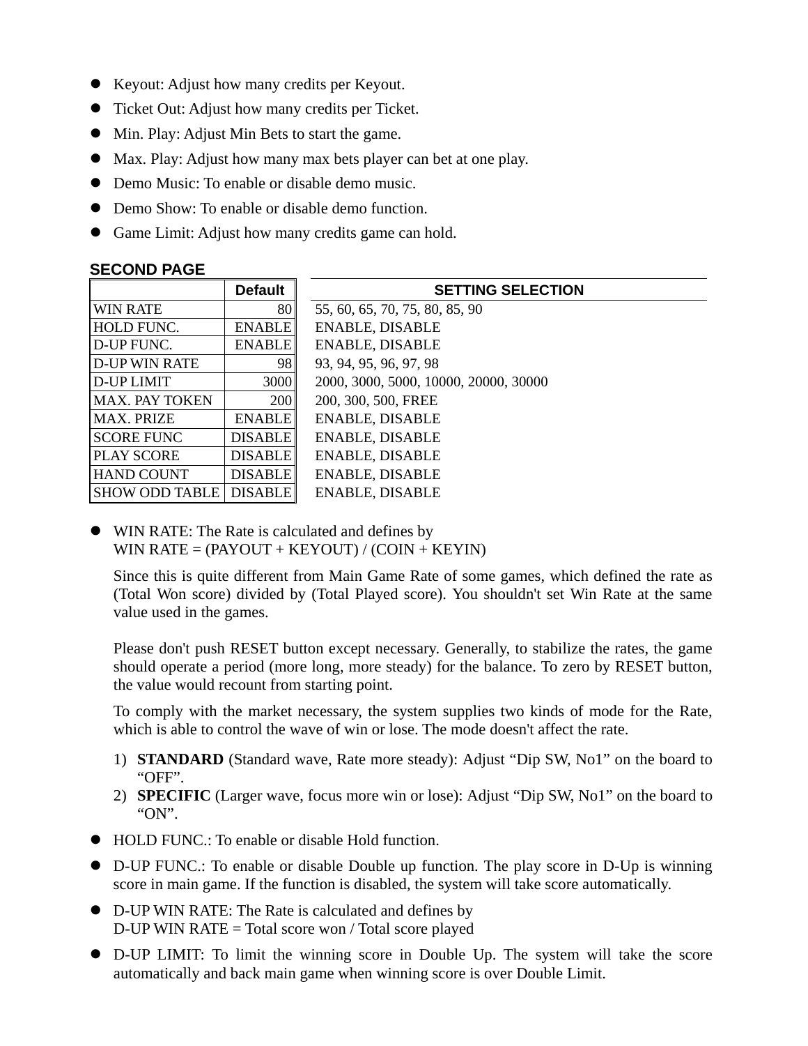- Keyout: Adjust how many credits per Keyout.
- Ticket Out: Adjust how many credits per Ticket.
- Min. Play: Adjust Min Bets to start the game.
- Max. Play: Adjust how many max bets player can bet at one play.
- Demo Music: To enable or disable demo music.
- Demo Show: To enable or disable demo function.
- Game Limit: Adjust how many credits game can hold.

**SECOND PAGE**

| | Default | SETTING SELECTION |
|---|---|---|
| WIN RATE | 80 | 55, 60, 65, 70, 75, 80, 85, 90 |
| HOLD FUNC. | ENABLE | ENABLE, DISABLE |
| D-UP FUNC. | ENABLE | ENABLE, DISABLE |
| D-UP WIN RATE | 98 | 93, 94, 95, 96, 97, 98 |
| D-UP LIMIT | 3000 | 2000, 3000, 5000, 10000, 20000, 30000 |
| MAX. PAY TOKEN | 200 | 200, 300, 500, FREE |
| MAX. PRIZE | ENABLE | ENABLE, DISABLE |
| SCORE FUNC | DISABLE | ENABLE, DISABLE |
| PLAY SCORE | DISABLE | ENABLE, DISABLE |
| HAND COUNT | DISABLE | ENABLE, DISABLE |
| SHOW ODD TABLE | DISABLE | ENABLE, DISABLE |

- WIN RATE: The Rate is calculated and defines by
  WIN RATE = (PAYOUT + KEYOUT) / (COIN + KEYIN)

  Since this is quite different from Main Game Rate of some games, which defined the rate as (Total Won score) divided by (Total Played score). You shouldn't set Win Rate at the same value used in the games.

  Please don't push RESET button except necessary. Generally, to stabilize the rates, the game should operate a period (more long, more steady) for the balance. To zero by RESET button, the value would recount from starting point.

  To comply with the market necessary, the system supplies two kinds of mode for the Rate, which is able to control the wave of win or lose. The mode doesn't affect the rate.

  1) **STANDARD** (Standard wave, Rate more steady): Adjust “Dip SW, No1” on the board to “OFF”.
  2) **SPECIFIC** (Larger wave, focus more win or lose): Adjust “Dip SW, No1” on the board to “ON”.

- HOLD FUNC.: To enable or disable Hold function.
- D-UP FUNC.: To enable or disable Double up function. The play score in D-Up is winning score in main game. If the function is disabled, the system will take score automatically.
- D-UP WIN RATE: The Rate is calculated and defines by
  D-UP WIN RATE = Total score won / Total score played
- D-UP LIMIT: To limit the winning score in Double Up. The system will take the score automatically and back main game when winning score is over Double Limit.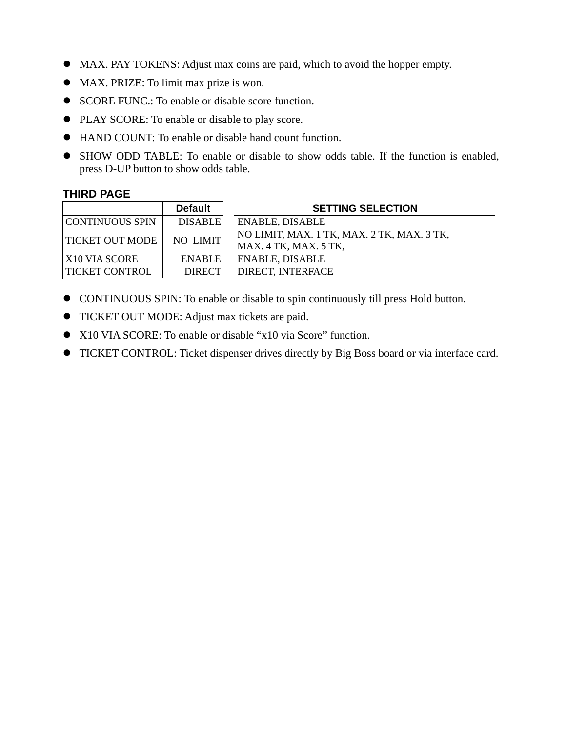- MAX. PAY TOKENS: Adjust max coins are paid, which to avoid the hopper empty.
- MAX. PRIZE: To limit max prize is won.
- SCORE FUNC.: To enable or disable score function.
- PLAY SCORE: To enable or disable to play score.
- HAND COUNT: To enable or disable hand count function.
- SHOW ODD TABLE: To enable or disable to show odds table. If the function is enabled, press D-UP button to show odds table.

**THIRD PAGE**

| | Default | SETTING SELECTION |
|---|---|---|
| CONTINUOUS SPIN | DISABLE | ENABLE, DISABLE |
| TICKET OUT MODE | NO LIMIT | NO LIMIT, MAX. 1 TK, MAX. 2 TK, MAX. 3 TK, MAX. 4 TK, MAX. 5 TK, |
| X10 VIA SCORE | ENABLE | ENABLE, DISABLE |
| TICKET CONTROL | DIRECT | DIRECT, INTERFACE |

- CONTINUOUS SPIN: To enable or disable to spin continuously till press Hold button.
- TICKET OUT MODE: Adjust max tickets are paid.
- X10 VIA SCORE: To enable or disable "x10 via Score" function.
- TICKET CONTROL: Ticket dispenser drives directly by Big Boss board or via interface card.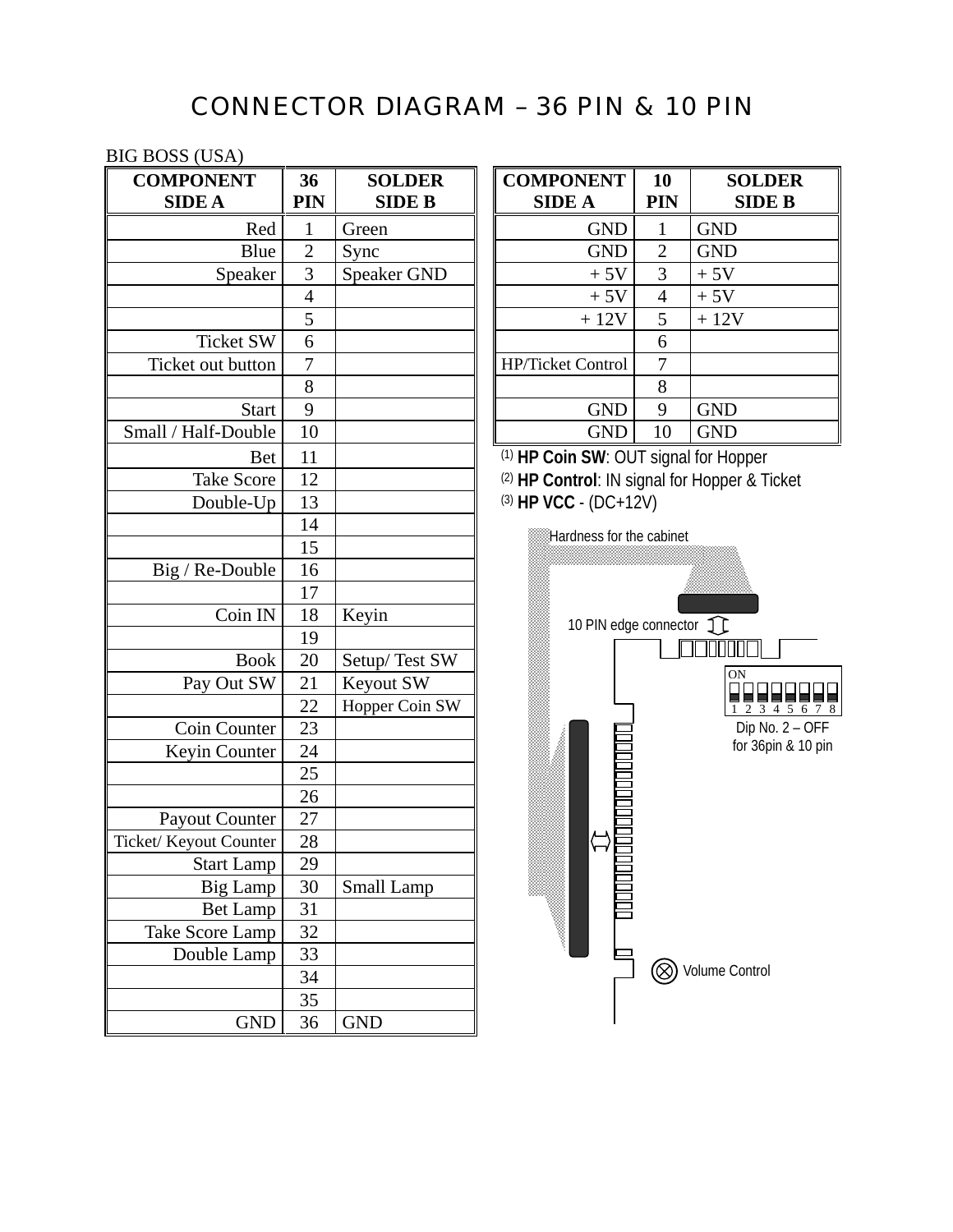# CONNECTOR DIAGRAM – 36 PIN & 10 PIN

BIG BOSS (USA)

| COMPONENT SIDE A | 36 PIN | SOLDER SIDE B |
|---|---|---|
| Red | 1 | Green |
| Blue | 2 | Sync |
| Speaker | 3 | Speaker GND |
| | 4 | |
| | 5 | |
| Ticket SW | 6 | |
| Ticket out button | 7 | |
| | 8 | |
| Start | 9 | |
| Small / Half-Double | 10 | |
| Bet | 11 | |
| Take Score | 12 | |
| Double-Up | 13 | |
| | 14 | |
| | 15 | |
| Big / Re-Double | 16 | |
| | 17 | |
| Coin IN | 18 | Keyin |
| | 19 | |
| Book | 20 | Setup/ Test SW |
| Pay Out SW | 21 | Keyout SW |
| | 22 | Hopper Coin SW |
| Coin Counter | 23 | |
| Keyin Counter | 24 | |
| | 25 | |
| | 26 | |
| Payout Counter | 27 | |
| Ticket/ Keyout Counter | 28 | |
| Start Lamp | 29 | |
| Big Lamp | 30 | Small Lamp |
| Bet Lamp | 31 | |
| Take Score Lamp | 32 | |
| Double Lamp | 33 | |
| | 34 | |
| | 35 | |
| GND | 36 | GND |

| COMPONENT SIDE A | 10 PIN | SOLDER SIDE B |
|---|---|---|
| GND | 1 | GND |
| GND | 2 | GND |
| + 5V | 3 | + 5V |
| + 5V | 4 | + 5V |
| + 12V | 5 | + 12V |
| | 6 | |
| HP/Ticket Control | 7 | |
| | 8 | |
| GND | 9 | GND |
| GND | 10 | GND |

(1) **HP Coin SW**: OUT signal for Hopper

(2) **HP Control**: IN signal for Hopper & Ticket

(3) **HP VCC** - (DC+12V)

Hardness for the cabinet

10 PIN edge connector

ON

1 2 3 4 5 6 7 8

Dip No. 2 – OFF for 36pin & 10 pin

Volume Control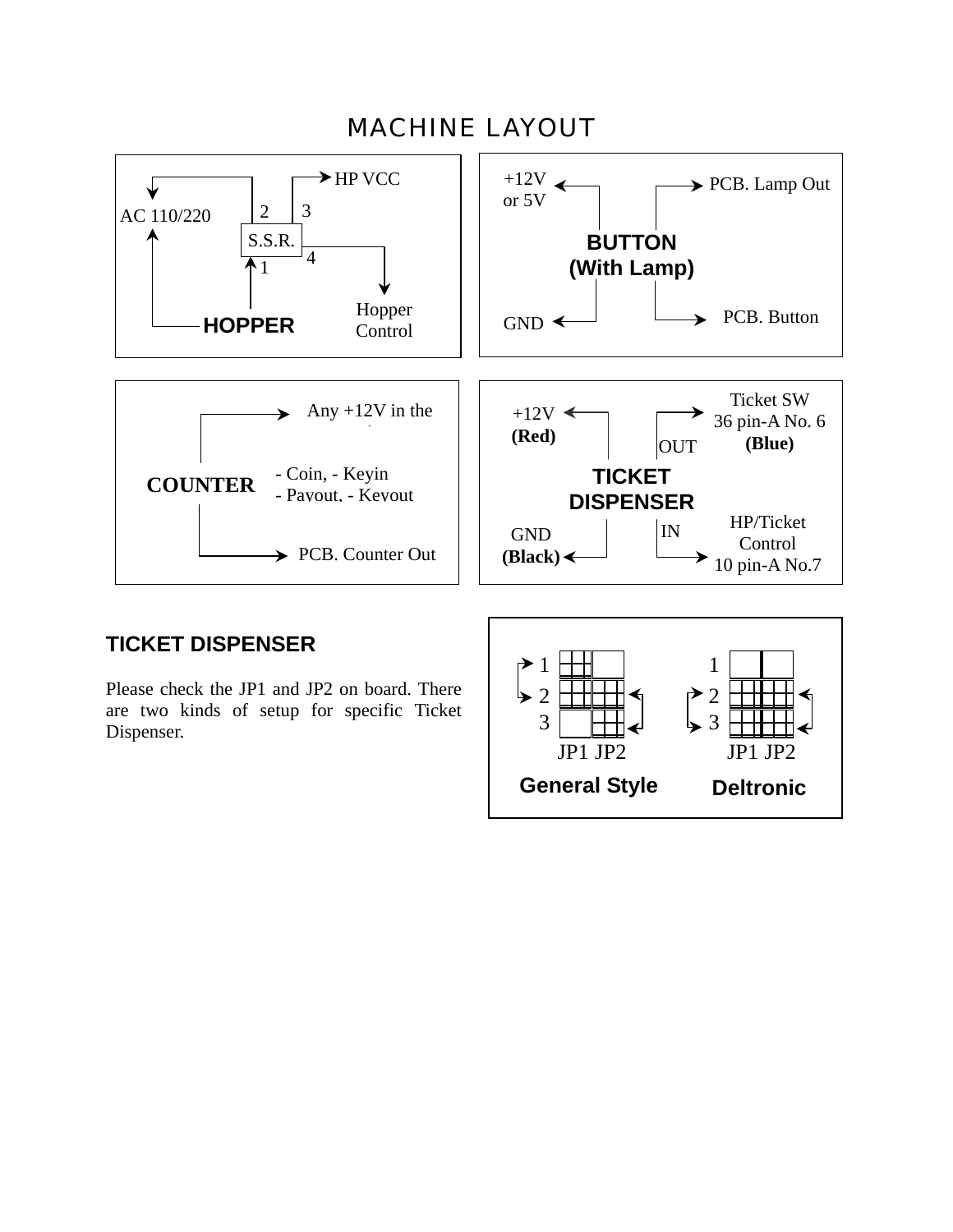# MACHINE LAYOUT

HP VCC

AC 110/220

2 3

S.S.R.

1 4

HOPPER

Hopper Control

+12V or 5V

PCB. Lamp Out

**BUTTON (With Lamp)**

GND

PCB. Button

Any +12V in the

**COUNTER**

- Coin, - Keyin
- Payout, - Keyout

PCB. Counter Out

+12V **(Red)**

Ticket SW 36 pin-A No. 6 **(Blue)**

OUT

**TICKET DISPENSER**

IN

GND **(Black)**

HP/Ticket Control 10 pin-A No.7

## TICKET DISPENSER

Please check the JP1 and JP2 on board. There are two kinds of setup for specific Ticket Dispenser.

1 2 3 JP1 JP2

**General Style**

1 2 3 JP1 JP2

**Deltronic**